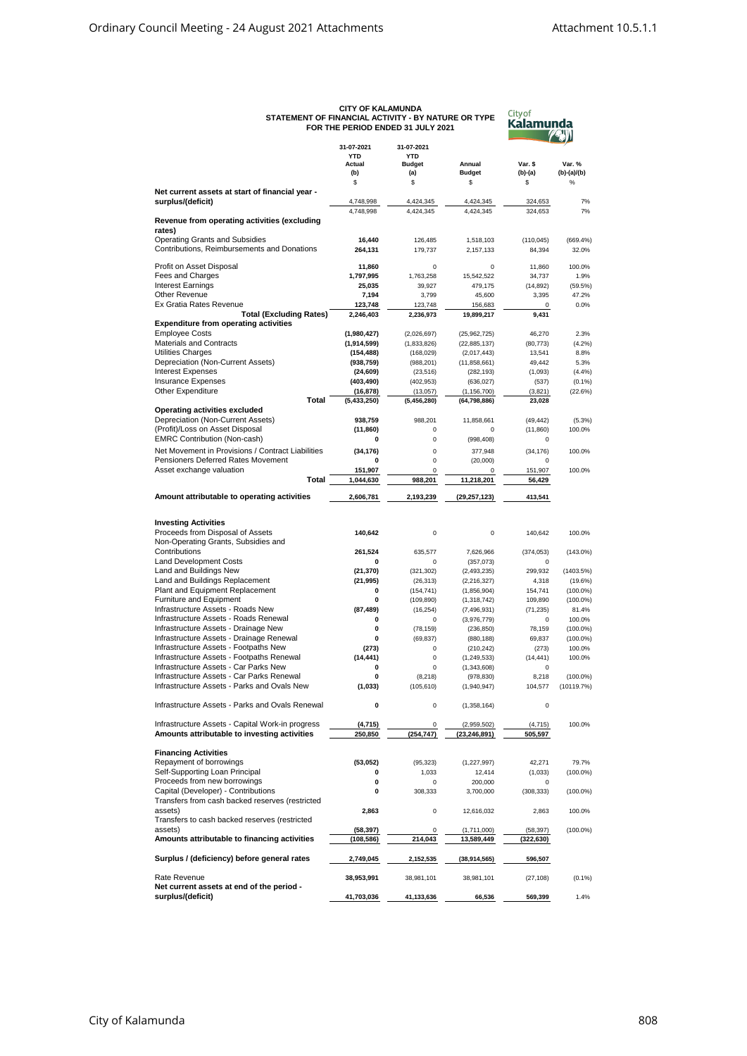# CITY OF KALAMUNDA
## STATEMENT OF FINANCIAL ACTIVITY - BY NATURE OR TYPE
### FOR THE PERIOD ENDED 31 JULY 2021

City of Kalamunda

| | 31-07-2021 YTD Actual (b) $ | 31-07-2021 YTD Budget (a) $ | Annual Budget $ | Var. $ (b)-(a) $ | Var. % (b)-(a)/(b) % |
|---|---|---|---|---|---|
| **Net current assets at start of financial year - surplus/(deficit)** | 4,748,998 | 4,424,345 | 4,424,345 | 324,653 | 7% |
| | 4,748,998 | 4,424,345 | 4,424,345 | 324,653 | 7% |
| **Revenue from operating activities (excluding rates)** | | | | | |
| Operating Grants and Subsidies | **16,440** | 126,485 | 1,518,103 | (110,045) | (669.4%) |
| Contributions, Reimbursements and Donations | **264,131** | 179,737 | 2,157,133 | 84,394 | 32.0% |
| Profit on Asset Disposal | **11,860** | 0 | 0 | 11,860 | 100.0% |
| Fees and Charges | **1,797,995** | 1,763,258 | 15,542,522 | 34,737 | 1.9% |
| Interest Earnings | **25,035** | 39,927 | 479,175 | (14,892) | (59.5%) |
| Other Revenue | **7,194** | 3,799 | 45,600 | 3,395 | 47.2% |
| Ex Gratia Rates Revenue | **123,748** | 123,748 | 156,683 | 0 | 0.0% |
| **Total (Excluding Rates)** | **2,246,403** | **2,236,973** | **19,899,217** | **9,431** | |
| **Expenditure from operating activities** | | | | | |
| Employee Costs | **(1,980,427)** | (2,026,697) | (25,962,725) | 46,270 | 2.3% |
| Materials and Contracts | **(1,914,599)** | (1,833,826) | (22,885,137) | (80,773) | (4.2%) |
| Utilities Charges | **(154,488)** | (168,029) | (2,017,443) | 13,541 | 8.8% |
| Depreciation (Non-Current Assets) | **(938,759)** | (988,201) | (11,858,661) | 49,442 | 5.3% |
| Interest Expenses | **(24,609)** | (23,516) | (282,193) | (1,093) | (4.4%) |
| Insurance Expenses | **(403,490)** | (402,953) | (636,027) | (537) | (0.1%) |
| Other Expenditure | **(16,878)** | (13,057) | (1,156,700) | (3,821) | (22.6%) |
| **Total** | **(5,433,250)** | **(5,456,280)** | **(64,798,886)** | **23,028** | |
| **Operating activities excluded** | | | | | |
| Depreciation (Non-Current Assets) | **938,759** | 988,201 | 11,858,661 | (49,442) | (5.3%) |
| (Profit)/Loss on Asset Disposal | **(11,860)** | 0 | 0 | (11,860) | 100.0% |
| EMRC Contribution (Non-cash) | **0** | 0 | (998,408) | 0 | |
| Net Movement in Provisions / Contract Liabilities | **(34,176)** | 0 | 377,948 | (34,176) | 100.0% |
| Pensioners Deferred Rates Movement | **0** | 0 | (20,000) | 0 | |
| Asset exchange valuation | **151,907** | 0 | 0 | 151,907 | 100.0% |
| **Total** | **1,044,630** | **988,201** | **11,218,201** | **56,429** | |
| **Amount attributable to operating activities** | **2,606,781** | **2,193,239** | **(29,257,123)** | **413,541** | |
| **Investing Activities** | | | | | |
| Proceeds from Disposal of Assets | **140,642** | 0 | 0 | 140,642 | 100.0% |
| Non-Operating Grants, Subsidies and Contributions | **261,524** | 635,577 | 7,626,966 | (374,053) | (143.0%) |
| Land Development Costs | **0** | 0 | (357,073) | 0 | |
| Land and Buildings New | **(21,370)** | (321,302) | (2,493,235) | 299,932 | (1403.5%) |
| Land and Buildings Replacement | **(21,995)** | (26,313) | (2,216,327) | 4,318 | (19.6%) |
| Plant and Equipment Replacement | **0** | (154,741) | (1,856,904) | 154,741 | (100.0%) |
| Furniture and Equipment | **0** | (109,890) | (1,318,742) | 109,890 | (100.0%) |
| Infrastructure Assets - Roads New | **(87,489)** | (16,254) | (7,496,931) | (71,235) | 81.4% |
| Infrastructure Assets - Roads Renewal | **0** | 0 | (3,976,779) | 0 | 100.0% |
| Infrastructure Assets - Drainage New | **0** | (78,159) | (236,850) | 78,159 | (100.0%) |
| Infrastructure Assets - Drainage Renewal | **0** | (69,837) | (880,188) | 69,837 | (100.0%) |
| Infrastructure Assets - Footpaths New | **(273)** | 0 | (210,242) | (273) | 100.0% |
| Infrastructure Assets - Footpaths Renewal | **(14,441)** | 0 | (1,249,533) | (14,441) | 100.0% |
| Infrastructure Assets - Car Parks New | **0** | 0 | (1,343,608) | 0 | |
| Infrastructure Assets - Car Parks Renewal | **0** | (8,218) | (978,830) | 8,218 | (100.0%) |
| Infrastructure Assets - Parks and Ovals New | **(1,033)** | (105,610) | (1,940,947) | 104,577 | (10119.7%) |
| Infrastructure Assets - Parks and Ovals Renewal | **0** | 0 | (1,358,164) | 0 | |
| Infrastructure Assets - Capital Work-in progress | **(4,715)** | 0 | (2,959,502) | (4,715) | 100.0% |
| **Amounts attributable to investing activities** | **250,850** | **(254,747)** | **(23,246,891)** | **505,597** | |
| **Financing Activities** | | | | | |
| Repayment of borrowings | **(53,052)** | (95,323) | (1,227,997) | 42,271 | 79.7% |
| Self-Supporting Loan Principal | **0** | 1,033 | 12,414 | (1,033) | (100.0%) |
| Proceeds from new borrowings | **0** | 0 | 200,000 | 0 | |
| Capital (Developer) - Contributions | **0** | 308,333 | 3,700,000 | (308,333) | (100.0%) |
| Transfers from cash backed reserves (restricted assets) | **2,863** | 0 | 12,616,032 | 2,863 | 100.0% |
| Transfers to cash backed reserves (restricted assets) | **(58,397)** | 0 | (1,711,000) | (58,397) | (100.0%) |
| **Amounts attributable to financing activities** | **(108,586)** | **214,043** | **13,589,449** | **(322,630)** | |
| **Surplus / (deficiency) before general rates** | **2,749,045** | **2,152,535** | **(38,914,565)** | **596,507** | |
| Rate Revenue | **38,953,991** | 38,981,101 | 38,981,101 | (27,108) | (0.1%) |
| **Net current assets at end of the period - surplus/(deficit)** | **41,703,036** | **41,133,636** | **66,536** | **569,399** | 1.4% |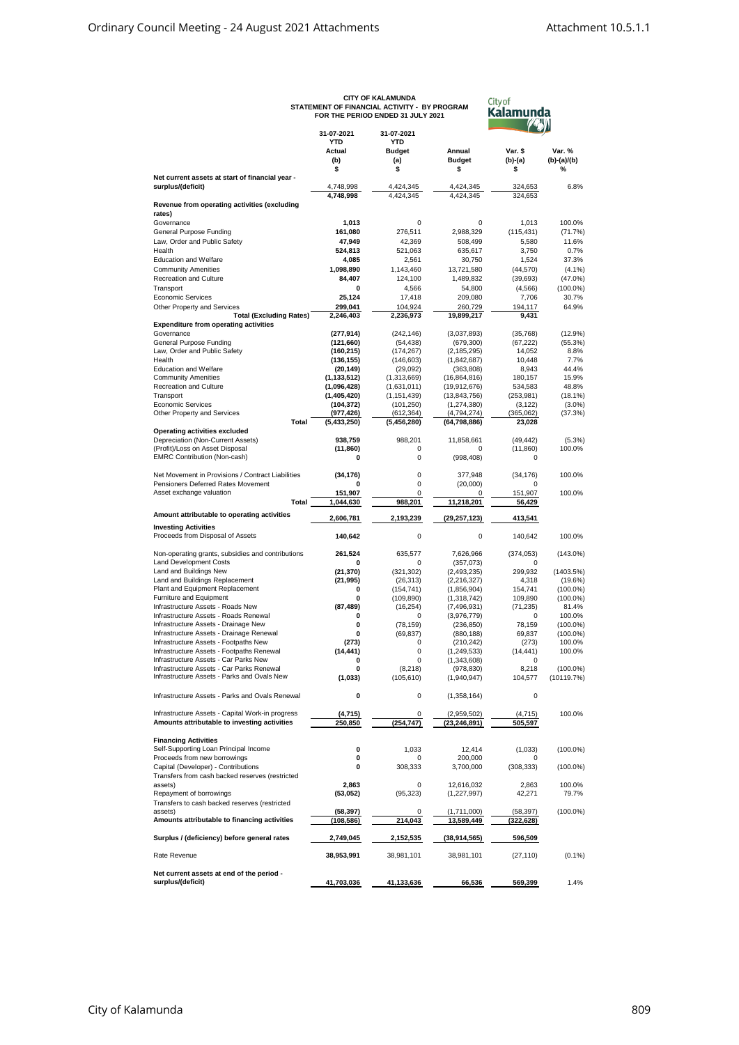**CITY OF KALAMUNDA**
**STATEMENT OF FINANCIAL ACTIVITY - BY PROGRAM**
**FOR THE PERIOD ENDED 31 JULY 2021**

City of Kalamunda

| | 31-07-2021 YTD Actual (b) $ | 31-07-2021 YTD Budget (a) $ | Annual Budget $ | Var. $ (b)-(a) $ | Var. % (b)-(a)/(b) % |
|---|---|---|---|---|---|
| **Net current assets at start of financial year - surplus/(deficit)** | 4,748,998 | 4,424,345 | 4,424,345 | 324,653 | 6.8% |
| | 4,748,998 | 4,424,345 | 4,424,345 | 324,653 | |
| **Revenue from operating activities (excluding rates)** | | | | | |
| Governance | **1,013** | 0 | 0 | 1,013 | 100.0% |
| General Purpose Funding | **161,080** | 276,511 | 2,988,329 | (115,431) | (71.7%) |
| Law, Order and Public Safety | **47,949** | 42,369 | 508,499 | 5,580 | 11.6% |
| Health | **524,813** | 521,063 | 635,617 | 3,750 | 0.7% |
| Education and Welfare | **4,085** | 2,561 | 30,750 | 1,524 | 37.3% |
| Community Amenities | **1,098,890** | 1,143,460 | 13,721,580 | (44,570) | (4.1%) |
| Recreation and Culture | **84,407** | 124,100 | 1,489,832 | (39,693) | (47.0%) |
| Transport | **0** | 4,566 | 54,800 | (4,566) | (100.0%) |
| Economic Services | **25,124** | 17,418 | 209,080 | 7,706 | 30.7% |
| Other Property and Services | **299,041** | 104,924 | 260,729 | 194,117 | 64.9% |
| **Total (Excluding Rates)** | **2,246,403** | **2,236,973** | **19,899,217** | **9,431** | |
| **Expenditure from operating activities** | | | | | |
| Governance | **(277,914)** | (242,146) | (3,037,893) | (35,768) | (12.9%) |
| General Purpose Funding | **(121,660)** | (54,438) | (679,300) | (67,222) | (55.3%) |
| Law, Order and Public Safety | **(160,215)** | (174,267) | (2,185,295) | 14,052 | 8.8% |
| Health | **(136,155)** | (146,603) | (1,842,687) | 10,448 | 7.7% |
| Education and Welfare | **(20,149)** | (29,092) | (363,808) | 8,943 | 44.4% |
| Community Amenities | **(1,133,512)** | (1,313,669) | (16,864,816) | 180,157 | 15.9% |
| Recreation and Culture | **(1,096,428)** | (1,631,011) | (19,912,676) | 534,583 | 48.8% |
| Transport | **(1,405,420)** | (1,151,439) | (13,843,756) | (253,981) | (18.1%) |
| Economic Services | **(104,372)** | (101,250) | (1,274,380) | (3,122) | (3.0%) |
| Other Property and Services | **(977,426)** | (612,364) | (4,794,274) | (365,062) | (37.3%) |
| **Total** | **(5,433,250)** | **(5,456,280)** | **(64,798,886)** | **23,028** | |
| **Operating activities excluded** | | | | | |
| Depreciation (Non-Current Assets) | **938,759** | 988,201 | 11,858,661 | (49,442) | (5.3%) |
| (Profit)/Loss on Asset Disposal | **(11,860)** | 0 | 0 | (11,860) | 100.0% |
| EMRC Contribution (Non-cash) | **0** | 0 | (998,408) | 0 | |
| Net Movement in Provisions / Contract Liabilities | **(34,176)** | 0 | 377,948 | (34,176) | 100.0% |
| Pensioners Deferred Rates Movement | **0** | 0 | (20,000) | 0 | |
| Asset exchange valuation | **151,907** | 0 | 0 | 151,907 | 100.0% |
| **Total** | **1,044,630** | **988,201** | **11,218,201** | **56,429** | |
| **Amount attributable to operating activities** | **2,606,781** | **2,193,239** | **(29,257,123)** | **413,541** | |
| **Investing Activities** | | | | | |
| Proceeds from Disposal of Assets | **140,642** | 0 | 0 | 140,642 | 100.0% |
| Non-operating grants, subsidies and contributions | **261,524** | 635,577 | 7,626,966 | (374,053) | (143.0%) |
| Land Development Costs | **0** | 0 | (357,073) | 0 | |
| Land and Buildings New | **(21,370)** | (321,302) | (2,493,235) | 299,932 | (1403.5%) |
| Land and Buildings Replacement | **(21,995)** | (26,313) | (2,216,327) | 4,318 | (19.6%) |
| Plant and Equipment Replacement | **0** | (154,741) | (1,856,904) | 154,741 | (100.0%) |
| Furniture and Equipment | **0** | (109,890) | (1,318,742) | 109,890 | (100.0%) |
| Infrastructure Assets - Roads New | **(87,489)** | (16,254) | (7,496,931) | (71,235) | 81.4% |
| Infrastructure Assets - Roads Renewal | **0** | 0 | (3,976,779) | 0 | 100.0% |
| Infrastructure Assets - Drainage New | **0** | (78,159) | (236,850) | 78,159 | (100.0%) |
| Infrastructure Assets - Drainage Renewal | **0** | (69,837) | (880,188) | 69,837 | (100.0%) |
| Infrastructure Assets - Footpaths New | **(273)** | 0 | (210,242) | (273) | 100.0% |
| Infrastructure Assets - Footpaths Renewal | **(14,441)** | 0 | (1,249,533) | (14,441) | 100.0% |
| Infrastructure Assets - Car Parks New | **0** | 0 | (1,343,608) | 0 | |
| Infrastructure Assets - Car Parks Renewal | **0** | (8,218) | (978,830) | 8,218 | (100.0%) |
| Infrastructure Assets - Parks and Ovals New | **(1,033)** | (105,610) | (1,940,947) | 104,577 | (10119.7%) |
| Infrastructure Assets - Parks and Ovals Renewal | **0** | 0 | (1,358,164) | 0 | |
| Infrastructure Assets - Capital Work-in progress | **(4,715)** | 0 | (2,959,502) | (4,715) | 100.0% |
| **Amounts attributable to investing activities** | **250,850** | **(254,747)** | **(23,246,891)** | **505,597** | |
| **Financing Activities** | | | | | |
| Self-Supporting Loan Principal Income | **0** | 1,033 | 12,414 | (1,033) | (100.0%) |
| Proceeds from new borrowings | **0** | 0 | 200,000 | 0 | |
| Capital (Developer) - Contributions | **0** | 308,333 | 3,700,000 | (308,333) | (100.0%) |
| Transfers from cash backed reserves (restricted assets) | **2,863** | 0 | 12,616,032 | 2,863 | 100.0% |
| Repayment of borrowings | **(53,052)** | (95,323) | (1,227,997) | 42,271 | 79.7% |
| Transfers to cash backed reserves (restricted assets) | **(58,397)** | 0 | (1,711,000) | (58,397) | (100.0%) |
| **Amounts attributable to financing activities** | **(108,586)** | **214,043** | **13,589,449** | **(322,628)** | |
| **Surplus / (deficiency) before general rates** | **2,749,045** | **2,152,535** | **(38,914,565)** | **596,509** | |
| Rate Revenue | **38,953,991** | 38,981,101 | 38,981,101 | (27,110) | (0.1%) |
| **Net current assets at end of the period - surplus/(deficit)** | **41,703,036** | **41,133,636** | **66,536** | **569,399** | 1.4% |